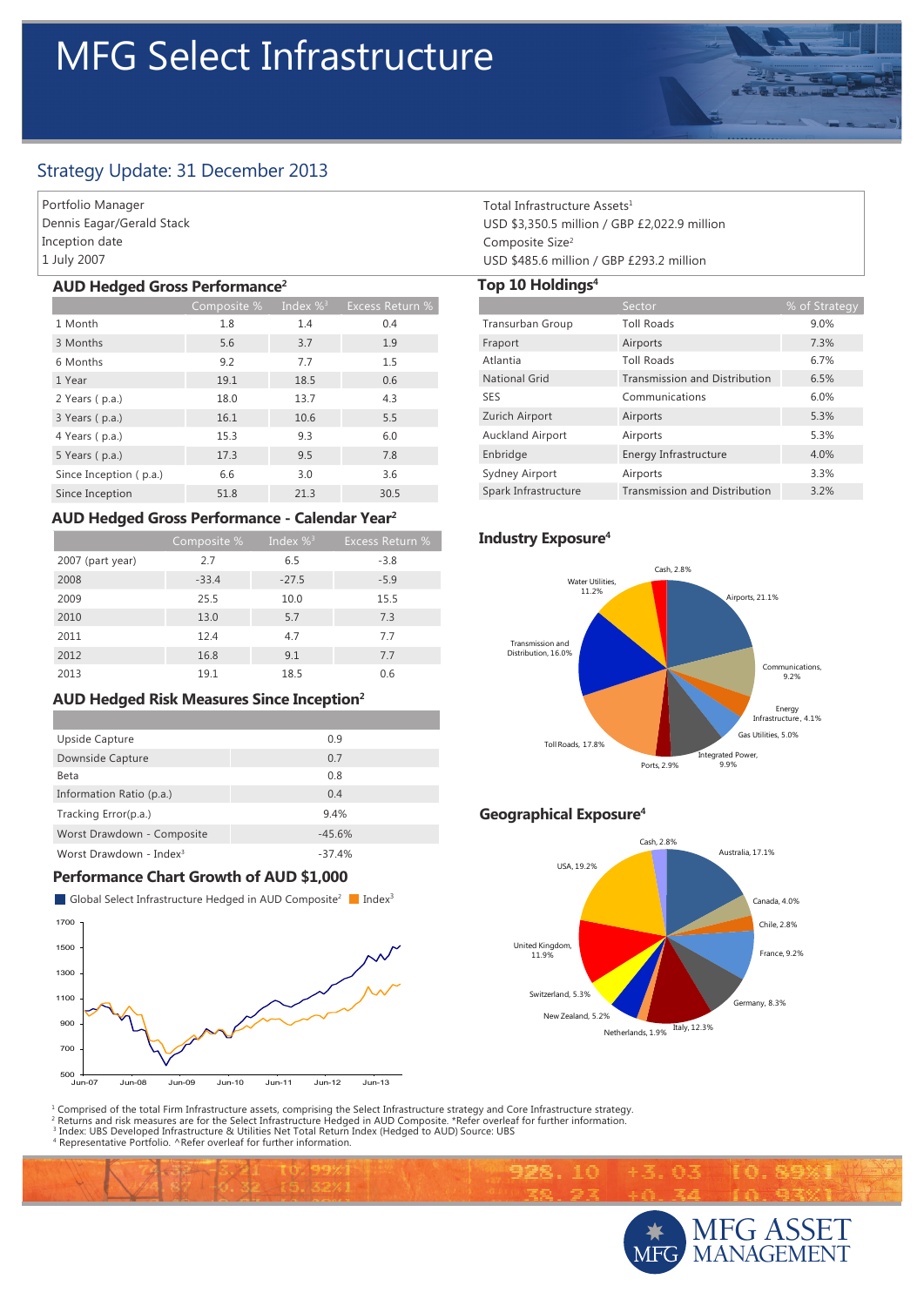# MFG Select Infrastructure

## Strategy Update: 31 December 2013

Portfolio Manager
Dennis Eagar/Gerald Stack
Inception date
1 July 2007

Total Infrastructure Assets[1]
USD $3,350.5 million / GBP £2,022.9 million
Composite Size[2]
USD $485.6 million / GBP £293.2 million

### AUD Hedged Gross Performance[2]

| | Composite % | Index %[3] | Excess Return % |
|---|---|---|---|
| 1 Month | 1.8 | 1.4 | 0.4 |
| 3 Months | 5.6 | 3.7 | 1.9 |
| 6 Months | 9.2 | 7.7 | 1.5 |
| 1 Year | 19.1 | 18.5 | 0.6 |
| 2 Years ( p.a.) | 18.0 | 13.7 | 4.3 |
| 3 Years ( p.a.) | 16.1 | 10.6 | 5.5 |
| 4 Years ( p.a.) | 15.3 | 9.3 | 6.0 |
| 5 Years ( p.a.) | 17.3 | 9.5 | 7.8 |
| Since Inception ( p.a.) | 6.6 | 3.0 | 3.6 |
| Since Inception | 51.8 | 21.3 | 30.5 |

### AUD Hedged Gross Performance - Calendar Year[2]

| | Composite % | Index %[3] | Excess Return % |
|---|---|---|---|
| 2007 (part year) | 2.7 | 6.5 | -3.8 |
| 2008 | -33.4 | -27.5 | -5.9 |
| 2009 | 25.5 | 10.0 | 15.5 |
| 2010 | 13.0 | 5.7 | 7.3 |
| 2011 | 12.4 | 4.7 | 7.7 |
| 2012 | 16.8 | 9.1 | 7.7 |
| 2013 | 19.1 | 18.5 | 0.6 |

### AUD Hedged Risk Measures Since Inception[2]

| | |
|---|---|
| Upside Capture | 0.9 |
| Downside Capture | 0.7 |
| Beta | 0.8 |
| Information Ratio (p.a.) | 0.4 |
| Tracking Error(p.a.) | 9.4% |
| Worst Drawdown - Composite | -45.6% |
| Worst Drawdown - Index[3] | -37.4% |

### Performance Chart Growth of AUD $1,000

Global Select Infrastructure Hedged in AUD Composite[2] / Index[3]

### Top 10 Holdings[4]

| | Sector | % of Strategy |
|---|---|---|
| Transurban Group | Toll Roads | 9.0% |
| Fraport | Airports | 7.3% |
| Atlantia | Toll Roads | 6.7% |
| National Grid | Transmission and Distribution | 6.5% |
| SES | Communications | 6.0% |
| Zurich Airport | Airports | 5.3% |
| Auckland Airport | Airports | 5.3% |
| Enbridge | Energy Infrastructure | 4.0% |
| Sydney Airport | Airports | 3.3% |
| Spark Infrastructure | Transmission and Distribution | 3.2% |

### Industry Exposure[4]

Airports, 21.1%; Communications, 9.2%; Energy Infrastructure, 4.1%; Gas Utilities, 5.0%; Integrated Power, 9.9%; Ports, 2.9%; Toll Roads, 17.8%; Transmission and Distribution, 16.0%; Water Utilities, 11.2%; Cash, 2.8%

### Geographical Exposure[4]

Australia, 17.1%; Canada, 4.0%; Chile, 2.8%; France, 9.2%; Germany, 8.3%; Italy, 12.3%; Netherlands, 1.9%; New Zealand, 5.2%; Switzerland, 5.3%; United Kingdom, 11.9%; USA, 19.2%; Cash, 2.8%

[1] Comprised of the total Firm Infrastructure assets, comprising the Select Infrastructure strategy and Core Infrastructure strategy.
[2] Returns and risk measures are for the Select Infrastructure Hedged in AUD Composite. *Refer overleaf for further information.
[3] Index: UBS Developed Infrastructure & Utilities Net Total Return Index (Hedged to AUD) Source: UBS
[4] Representative Portfolio. ^Refer overleaf for further information.

MFG ASSET MANAGEMENT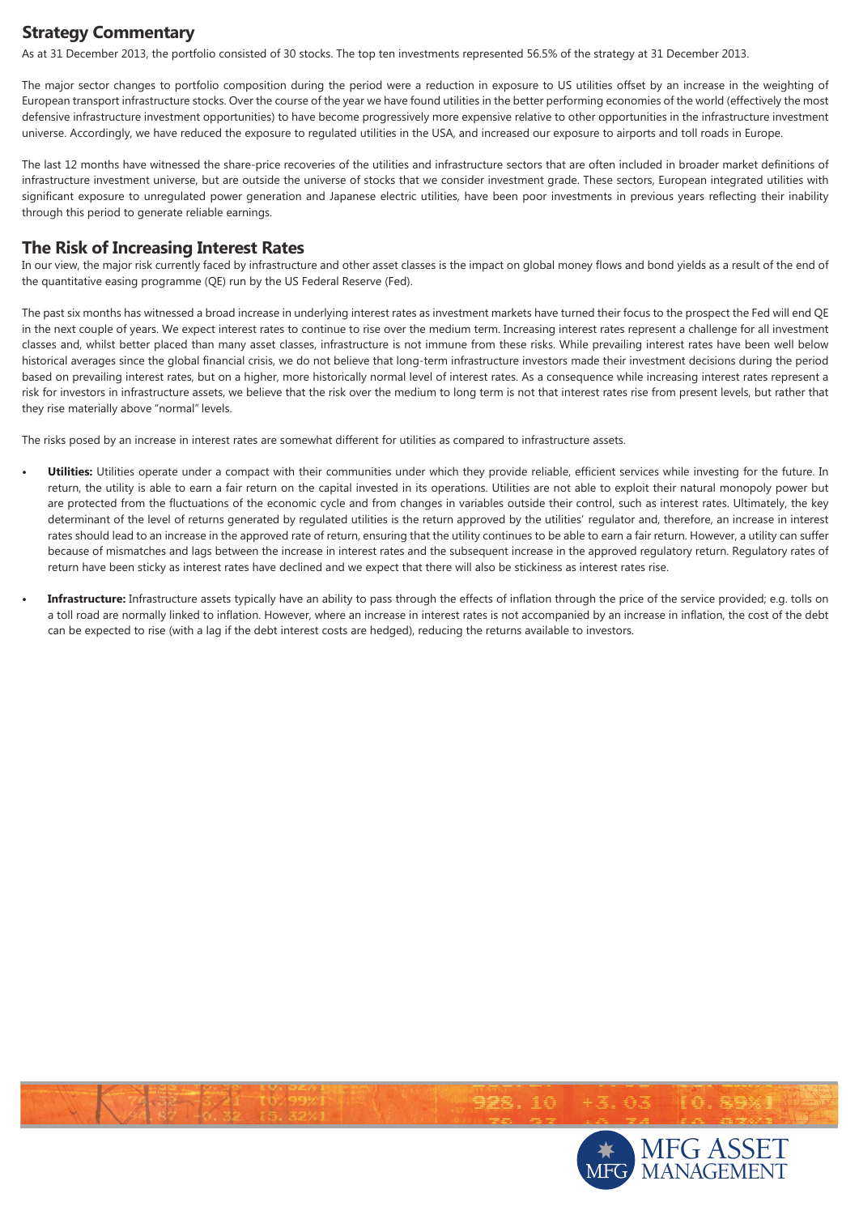## Strategy Commentary

As at 31 December 2013, the portfolio consisted of 30 stocks. The top ten investments represented 56.5% of the strategy at 31 December 2013.

The major sector changes to portfolio composition during the period were a reduction in exposure to US utilities offset by an increase in the weighting of European transport infrastructure stocks. Over the course of the year we have found utilities in the better performing economies of the world (effectively the most defensive infrastructure investment opportunities) to have become progressively more expensive relative to other opportunities in the infrastructure investment universe. Accordingly, we have reduced the exposure to regulated utilities in the USA, and increased our exposure to airports and toll roads in Europe.

The last 12 months have witnessed the share-price recoveries of the utilities and infrastructure sectors that are often included in broader market definitions of infrastructure investment universe, but are outside the universe of stocks that we consider investment grade. These sectors, European integrated utilities with significant exposure to unregulated power generation and Japanese electric utilities, have been poor investments in previous years reflecting their inability through this period to generate reliable earnings.

## The Risk of Increasing Interest Rates

In our view, the major risk currently faced by infrastructure and other asset classes is the impact on global money flows and bond yields as a result of the end of the quantitative easing programme (QE) run by the US Federal Reserve (Fed).

The past six months has witnessed a broad increase in underlying interest rates as investment markets have turned their focus to the prospect the Fed will end QE in the next couple of years. We expect interest rates to continue to rise over the medium term. Increasing interest rates represent a challenge for all investment classes and, whilst better placed than many asset classes, infrastructure is not immune from these risks. While prevailing interest rates have been well below historical averages since the global financial crisis, we do not believe that long-term infrastructure investors made their investment decisions during the period based on prevailing interest rates, but on a higher, more historically normal level of interest rates. As a consequence while increasing interest rates represent a risk for investors in infrastructure assets, we believe that the risk over the medium to long term is not that interest rates rise from present levels, but rather that they rise materially above "normal" levels.

The risks posed by an increase in interest rates are somewhat different for utilities as compared to infrastructure assets.

- **Utilities:** Utilities operate under a compact with their communities under which they provide reliable, efficient services while investing for the future. In return, the utility is able to earn a fair return on the capital invested in its operations. Utilities are not able to exploit their natural monopoly power but are protected from the fluctuations of the economic cycle and from changes in variables outside their control, such as interest rates. Ultimately, the key determinant of the level of returns generated by regulated utilities is the return approved by the utilities' regulator and, therefore, an increase in interest rates should lead to an increase in the approved rate of return, ensuring that the utility continues to be able to earn a fair return. However, a utility can suffer because of mismatches and lags between the increase in interest rates and the subsequent increase in the approved regulatory return. Regulatory rates of return have been sticky as interest rates have declined and we expect that there will also be stickiness as interest rates rise.
- **Infrastructure:** Infrastructure assets typically have an ability to pass through the effects of inflation through the price of the service provided; e.g. tolls on a toll road are normally linked to inflation. However, where an increase in interest rates is not accompanied by an increase in inflation, the cost of the debt can be expected to rise (with a lag if the debt interest costs are hedged), reducing the returns available to investors.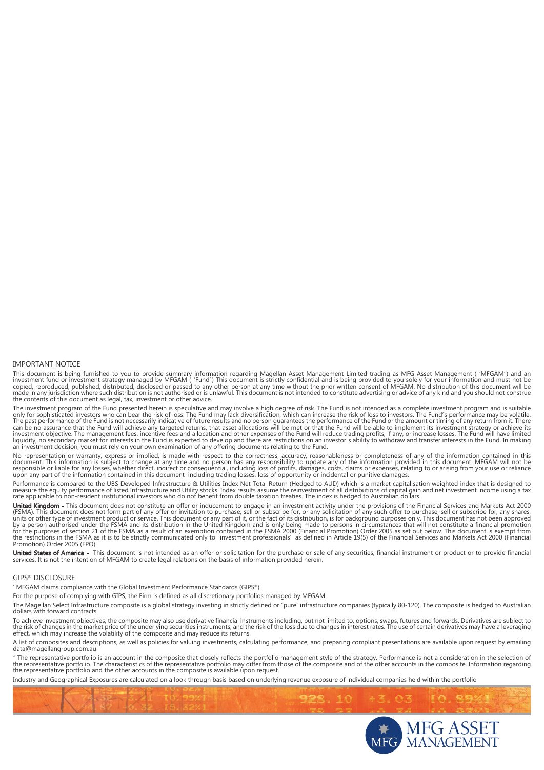## IMPORTANT NOTICE

This document is being furnished to you to provide summary information regarding Magellan Asset Management Limited trading as MFG Asset Management ( 'MFGAM') and an investment fund or investment strategy managed by MFGAM ( 'Fund') This document is strictly confidential and is being provided to you solely for your information and must not be copied, reproduced, published, distributed, disclosed or passed to any other person at any time without the prior written consent of MFGAM. No distribution of this document will be made in any jurisdiction where such distribution is not authorised or is unlawful. This document is not intended to constitute advertising or advice of any kind and you should not construe the contents of this document as legal, tax, investment or other advice.

The investment program of the Fund presented herein is speculative and may involve a high degree of risk. The Fund is not intended as a complete investment program and is suitable only for sophisticated investors who can bear the risk of loss. The Fund may lack diversification, which can increase the risk of loss to investors. The Fund's performance may be volatile. The past performance of the Fund is not necessarily indicative of future results and no person guarantees the performance of the Fund or the amount or timing of any return from it. There can be no assurance that the Fund will achieve any targeted returns, that asset allocations will be met or that the Fund will be able to implement its investment strategy or achieve its investment objective. The management fees, incentive fees and allocation and other expenses of the Fund will reduce trading profits, if any, or increase losses. The Fund will have limited liquidity, no secondary market for interests in the Fund is expected to develop and there are restrictions on an investor's ability to withdraw and transfer interests in the Fund. In making an investment decision, you must rely on your own examination of any offering documents relating to the Fund.

No representation or warranty, express or implied, is made with respect to the correctness, accuracy, reasonableness or completeness of any of the information contained in this document. This information is subject to change at any time and no person has any responsibility to update any of the information provided in this document. MFGAM will not be responsible or liable for any losses, whether direct, indirect or consequential, including loss of profits, damages, costs, claims or expenses, relating to or arising from your use or reliance upon any part of the information contained in this document including trading losses, loss of opportunity or incidental or punitive damages.

Performance is compared to the UBS Developed Infrastructure & Utilities Index Net Total Return (Hedged to AUD) which is a market capitalisation weighted index that is designed to measure the equity performance of listed Infrastructure and Utility stocks. Index results assume the reinvestment of all distributions of capital gain and net investment income using a tax rate applicable to non-resident institutional investors who do not benefit from double taxation treaties. The index is hedged to Australian dollars.

**United Kingdom -** This document does not constitute an offer or inducement to engage in an investment activity under the provisions of the Financial Services and Markets Act 2000 (FSMA). This document does not form part of any offer or invitation to purchase, sell or subscribe for, or any solicitation of any such offer to purchase, sell or subscribe for, any shares, units or other type of investment product or service. This document or any part of it, or the fact of its distribution, is for background purposes only. This document has not been approved by a person authorised under the FSMA and its distribution in the United Kingdom and is only being made to persons in circumstances that will not constitute a financial promotion for the purposes of section 21 of the FSMA as a result of an exemption contained in the FSMA 2000 (Financial Promotion) Order 2005 as set out below. This document is exempt from the restrictions in the FSMA as it is to be strictly communicated only to 'investment professionals' as defined in Article 19(5) of the Financial Services and Markets Act 2000 (Financial Promotion) Order 2005 (FPO).

**United States of America -** This document is not intended as an offer or solicitation for the purchase or sale of any securities, financial instrument or product or to provide financial services. It is not the intention of MFGAM to create legal relations on the basis of information provided herein.

## GIPS® DISCLOSURE

* MFGAM claims compliance with the Global Investment Performance Standards (GIPS®).

For the purpose of complying with GIPS, the Firm is defined as all discretionary portfolios managed by MFGAM.

The Magellan Select Infrastructure composite is a global strategy investing in strictly defined or "pure" infrastructure companies (typically 80-120). The composite is hedged to Australian dollars with forward contracts.

To achieve investment objectives, the composite may also use derivative financial instruments including, but not limited to, options, swaps, futures and forwards. Derivatives are subject to the risk of changes in the market price of the underlying securities instruments, and the risk of the loss due to changes in interest rates. The use of certain derivatives may have a leveraging effect, which may increase the volatility of the composite and may reduce its returns.

A list of composites and descriptions, as well as policies for valuing investments, calculating performance, and preparing compliant presentations are available upon request by emailing data@magellangroup.com.au

^ The representative portfolio is an account in the composite that closely reflects the portfolio management style of the strategy. Performance is not a consideration in the selection of the representative portfolio. The characteristics of the representative portfolio may differ from those of the composite and of the other accounts in the composite. Information regarding the representative portfolio and the other accounts in the composite is available upon request.

Industry and Geographical Exposures are calculated on a look through basis based on underlying revenue exposure of individual companies held within the portfolio

MFG ASSET MANAGEMENT